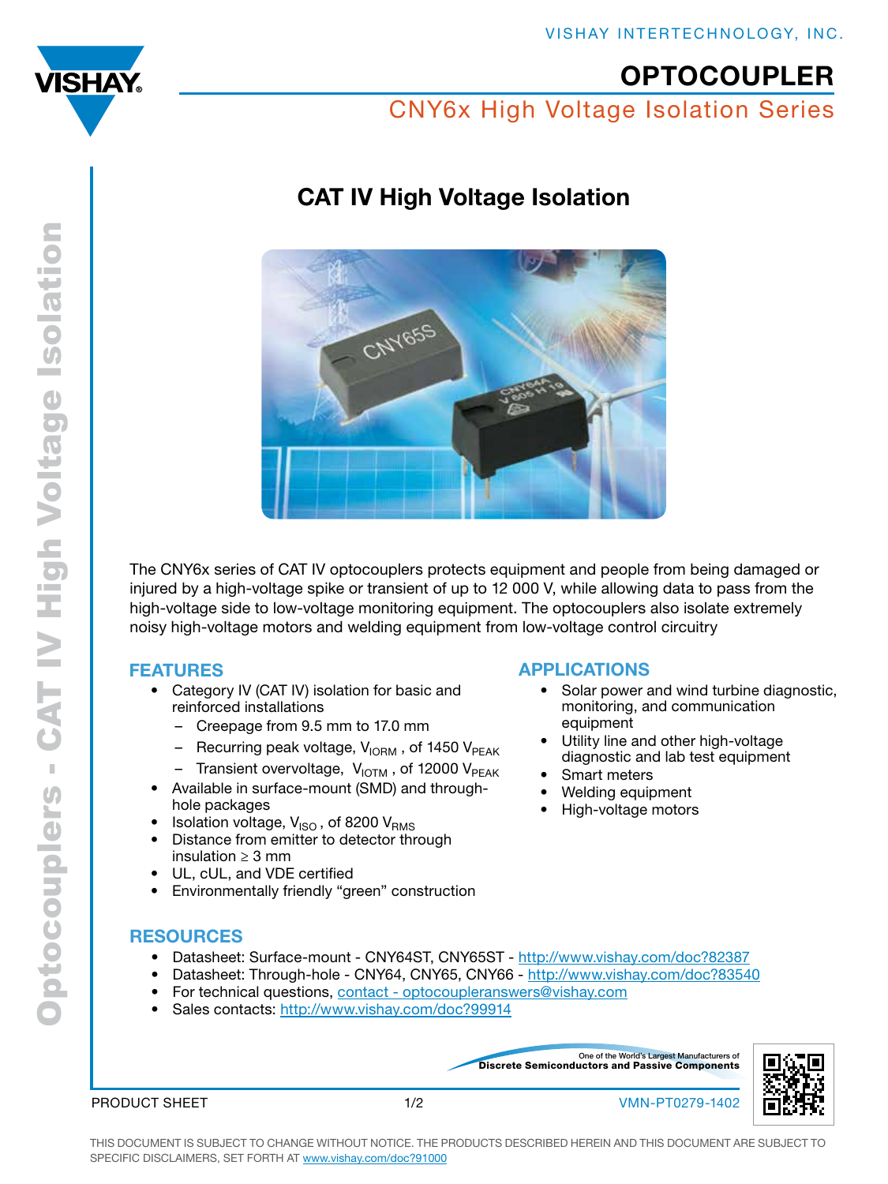# OPTOCOUPLER

## CNY6x High Voltage Isolation Series

## CAT IV High Voltage Isolation

The CNY6x series of CAT IV optocouplers protects equipment and people from being damaged or injured by a high-voltage spike or transient of up to 12 000 V, while allowing data to pass from the high-voltage side to low-voltage monitoring equipment. The optocouplers also isolate extremely noisy high-voltage motors and welding equipment from low-voltage control circuitry

### FEATURES

- Category IV (CAT IV) isolation for basic and reinforced installations
  - Creepage from 9.5 mm to 17.0 mm
  - Recurring peak voltage, $V_{IORM}$ , of 1450 $V_{PEAK}$
  - Transient overvoltage, $V_{IOTM}$ , of 12000 $V_{PEAK}$
- Available in surface-mount (SMD) and through-hole packages
- Isolation voltage, $V_{ISO}$ , of 8200 $V_{RMS}$
- Distance from emitter to detector through insulation ≥ 3 mm
- UL, cUL, and VDE certified
- Environmentally friendly “green” construction

### APPLICATIONS

- Solar power and wind turbine diagnostic, monitoring, and communication equipment
- Utility line and other high-voltage diagnostic and lab test equipment
- Smart meters
- Welding equipment
- High-voltage motors

### RESOURCES

- Datasheet: Surface-mount - CNY64ST, CNY65ST - http://www.vishay.com/doc?82387
- Datasheet: Through-hole - CNY64, CNY65, CNY66 - http://www.vishay.com/doc?83540
- For technical questions, contact - optocoupleranswers@vishay.com
- Sales contacts: http://www.vishay.com/doc?99914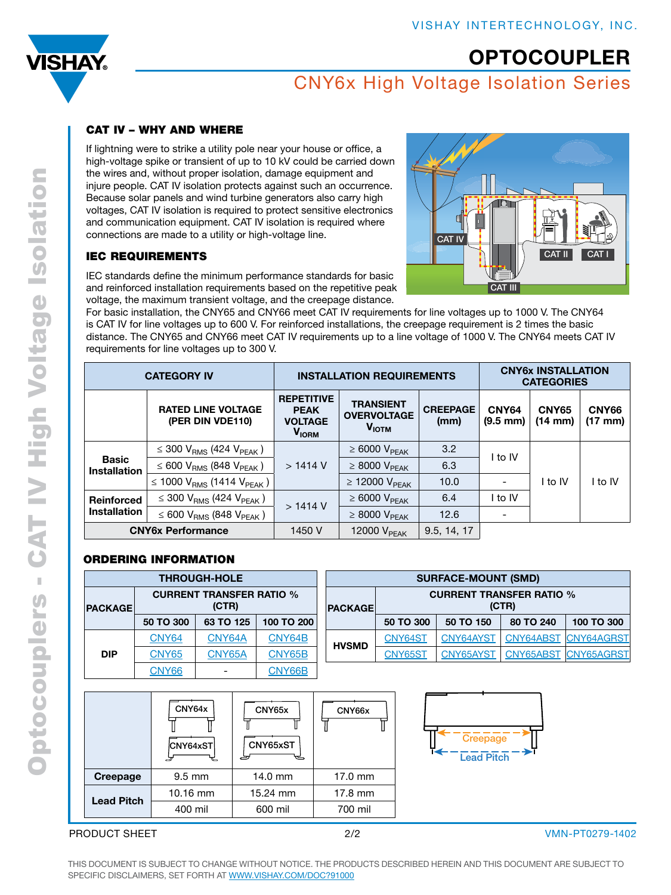# OPTOCOUPLER

## CNY6x High Voltage Isolation Series

### CAT IV – WHY AND WHERE

If lightning were to strike a utility pole near your house or office, a high-voltage spike or transient of up to 10 kV could be carried down the wires and, without proper isolation, damage equipment and injure people. CAT IV isolation protects against such an occurrence. Because solar panels and wind turbine generators also carry high voltages, CAT IV isolation is required to protect sensitive electronics and communication equipment. CAT IV isolation is required where connections are made to a utility or high-voltage line.

CAT IV
CAT II
CAT I
CAT III

### IEC REQUIREMENTS

IEC standards define the minimum performance standards for basic and reinforced installation requirements based on the repetitive peak voltage, the maximum transient voltage, and the creepage distance. For basic installation, the CNY65 and CNY66 meet CAT IV requirements for line voltages up to 1000 V. The CNY64 is CAT IV for line voltages up to 600 V. For reinforced installations, the creepage requirement is 2 times the basic distance. The CNY65 and CNY66 meet CAT IV requirements up to a line voltage of 1000 V. The CNY64 meets CAT IV requirements for line voltages up to 300 V.

| CATEGORY IV | | INSTALLATION REQUIREMENTS | | | CNY6x INSTALLATION CATEGORIES | | |
|---|---|---|---|---|---|---|---|
| | RATED LINE VOLTAGE (PER DIN VDE110) | REPETITIVE PEAK VOLTAGE $V_{IORM}$ | TRANSIENT OVERVOLTAGE $V_{IOTM}$ | CREEPAGE (mm) | CNY64 (9.5 mm) | CNY65 (14 mm) | CNY66 (17 mm) |
| Basic Installation | ≤ 300 $V_{RMS}$ (424 $V_{PEAK}$) | > 1414 V | ≥ 6000 $V_{PEAK}$ | 3.2 | I to IV | I to IV | I to IV |
| | ≤ 600 $V_{RMS}$ (848 $V_{PEAK}$) | | ≥ 8000 $V_{PEAK}$ | 6.3 | | | |
| | ≤ 1000 $V_{RMS}$ (1414 $V_{PEAK}$) | | ≥ 12000 $V_{PEAK}$ | 10.0 | - | | |
| Reinforced Installation | ≤ 300 $V_{RMS}$ (424 $V_{PEAK}$) | > 1414 V | ≥ 6000 $V_{PEAK}$ | 6.4 | I to IV | | |
| | ≤ 600 $V_{RMS}$ (848 $V_{PEAK}$) | | ≥ 8000 $V_{PEAK}$ | 12.6 | - | | |
| CNY6x Performance | | 1450 V | 12000 $V_{PEAK}$ | 9.5, 14, 17 | | | |

### ORDERING INFORMATION

| THROUGH-HOLE | | | |
|---|---|---|---|
| PACKAGE | CURRENT TRANSFER RATIO % (CTR) | | |
| | 50 TO 300 | 63 TO 125 | 100 TO 200 |
| DIP | CNY64 | CNY64A | CNY64B |
| | CNY65 | CNY65A | CNY65B |
| | CNY66 | - | CNY66B |

| SURFACE-MOUNT (SMD) | | | | |
|---|---|---|---|---|
| PACKAGE | CURRENT TRANSFER RATIO % (CTR) | | | |
| | 50 TO 300 | 50 TO 150 | 80 TO 240 | 100 TO 300 |
| HVSMD | CNY64ST | CNY64AYST | CNY64ABST | CNY64AGRST |
| | CNY65ST | CNY65AYST | CNY65ABST | CNY65AGRST |

| | CNY64x / CNY64xST | CNY65x / CNY65xST | CNY66x |
|---|---|---|---|
| Creepage | 9.5 mm | 14.0 mm | 17.0 mm |
| Lead Pitch | 10.16 mm | 15.24 mm | 17.8 mm |
| | 400 mil | 600 mil | 700 mil |

Creepage
Lead Pitch

PRODUCT SHEET

VMN-PT0279-1402

THIS DOCUMENT IS SUBJECT TO CHANGE WITHOUT NOTICE. THE PRODUCTS DESCRIBED HEREIN AND THIS DOCUMENT ARE SUBJECT TO SPECIFIC DISCLAIMERS, SET FORTH AT WWW.VISHAY.COM/DOC?91000